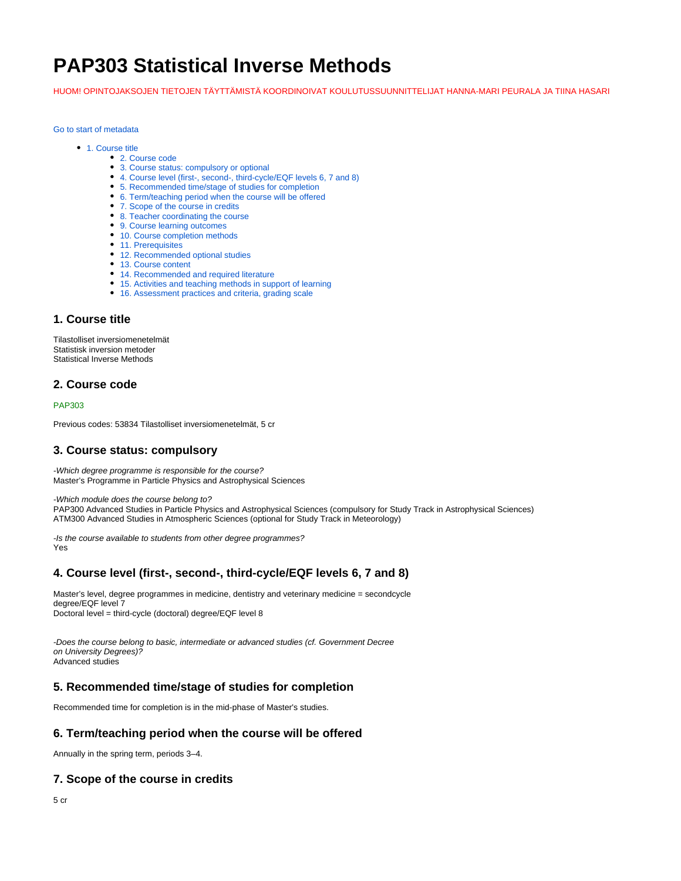# PAP303 Statistical Inverse Methods

HUOM! OPINTOJAKSOJEN TIETOJEN TÄYTTÄMISTÄ KOORDINOIVAT KOULUTUSSUUNNITTELIJAT HANNA-MARI PEURALA JA TIINA HASARI

Go to start of metadata

- 1. Course title
  - 2. Course code
  - 3. Course status: compulsory or optional
  - 4. Course level (first-, second-, third-cycle/EQF levels 6, 7 and 8)
  - 5. Recommended time/stage of studies for completion
  - 6. Term/teaching period when the course will be offered
  - 7. Scope of the course in credits
  - 8. Teacher coordinating the course
  - 9. Course learning outcomes
  - 10. Course completion methods
  - 11. Prerequisites
  - 12. Recommended optional studies
  - 13. Course content
  - 14. Recommended and required literature
  - 15. Activities and teaching methods in support of learning
  - 16. Assessment practices and criteria, grading scale

## 1. Course title

Tilastolliset inversiomenetelmät
Statistisk inversion metoder
Statistical Inverse Methods

## 2. Course code

PAP303

Previous codes: 53834 Tilastolliset inversiomenetelmät, 5 cr

## 3. Course status: compulsory

*-Which degree programme is responsible for the course?*
Master's Programme in Particle Physics and Astrophysical Sciences

*-Which module does the course belong to?*
PAP300 Advanced Studies in Particle Physics and Astrophysical Sciences (compulsory for Study Track in Astrophysical Sciences)
ATM300 Advanced Studies in Atmospheric Sciences (optional for Study Track in Meteorology)

*-Is the course available to students from other degree programmes?*
Yes

## 4. Course level (first-, second-, third-cycle/EQF levels 6, 7 and 8)

Master's level, degree programmes in medicine, dentistry and veterinary medicine = secondcycle degree/EQF level 7
Doctoral level = third-cycle (doctoral) degree/EQF level 8

*-Does the course belong to basic, intermediate or advanced studies (cf. Government Decree on University Degrees)?*
Advanced studies

## 5. Recommended time/stage of studies for completion

Recommended time for completion is in the mid-phase of Master's studies.

## 6. Term/teaching period when the course will be offered

Annually in the spring term, periods 3–4.

## 7. Scope of the course in credits

5 cr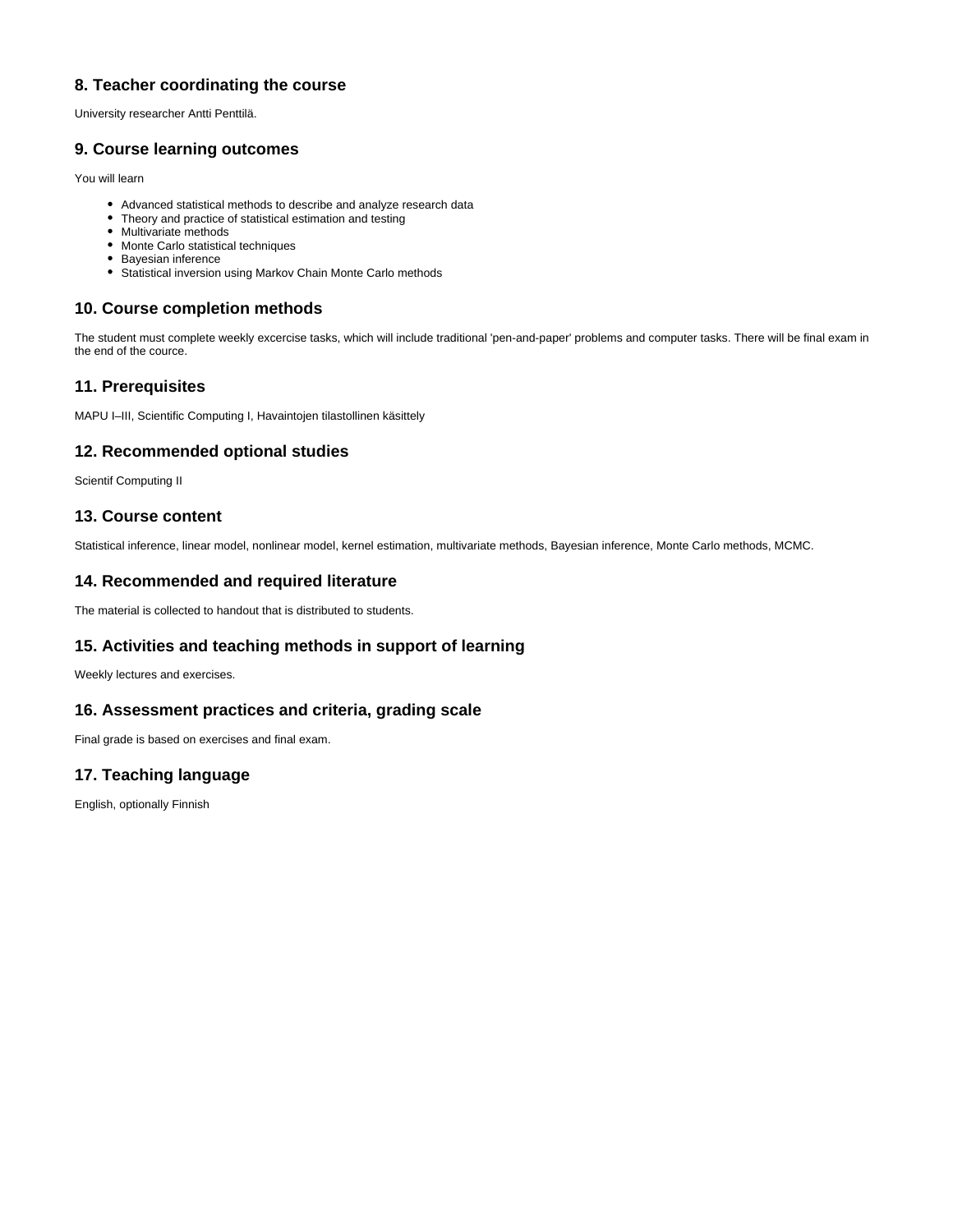## 8. Teacher coordinating the course

University researcher Antti Penttilä.

## 9. Course learning outcomes

You will learn

- Advanced statistical methods to describe and analyze research data
- Theory and practice of statistical estimation and testing
- Multivariate methods
- Monte Carlo statistical techniques
- Bayesian inference
- Statistical inversion using Markov Chain Monte Carlo methods

## 10. Course completion methods

The student must complete weekly excercise tasks, which will include traditional 'pen-and-paper' problems and computer tasks. There will be final exam in the end of the cource.

## 11. Prerequisites

MAPU I–III, Scientific Computing I, Havaintojen tilastollinen käsittely

## 12. Recommended optional studies

Scientif Computing II

## 13. Course content

Statistical inference, linear model, nonlinear model, kernel estimation, multivariate methods, Bayesian inference, Monte Carlo methods, MCMC.

## 14. Recommended and required literature

The material is collected to handout that is distributed to students.

## 15. Activities and teaching methods in support of learning

Weekly lectures and exercises.

## 16. Assessment practices and criteria, grading scale

Final grade is based on exercises and final exam.

## 17. Teaching language

English, optionally Finnish